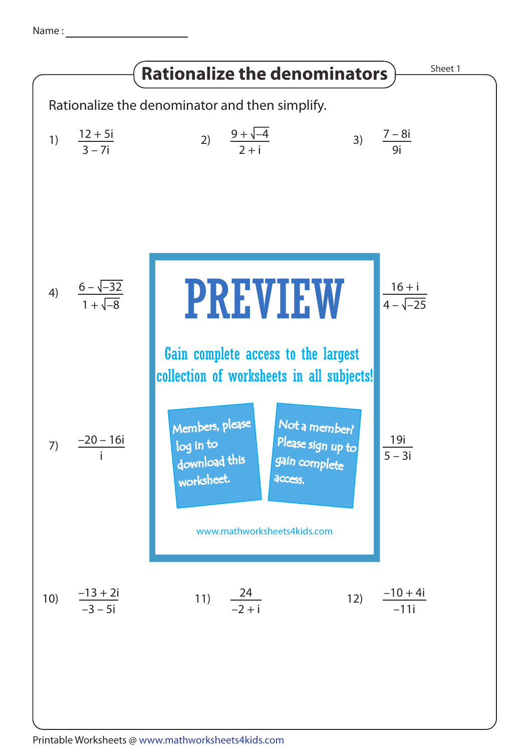Name : ____________________

# Rationalize the denominators

Sheet 1

Rationalize the denominator and then simplify.

1) $\dfrac{12 + 5i}{3 - 7i}$

2) $\dfrac{9 + \sqrt{-4}}{2 + i}$

3) $\dfrac{7 - 8i}{9i}$

4) $\dfrac{6 - \sqrt{-32}}{1 + \sqrt{-8}}$

$\dfrac{16 + i}{4 - \sqrt{-25}}$

PREVIEW

Gain complete access to the largest collection of worksheets in all subjects!

Members, please log in to download this worksheet.

Not a member? Please sign up to gain complete access.

www.mathworksheets4kids.com

7) $\dfrac{-20 - 16i}{i}$

$\dfrac{19i}{5 - 3i}$

10) $\dfrac{-13 + 2i}{-3 - 5i}$

11) $\dfrac{24}{-2 + i}$

12) $\dfrac{-10 + 4i}{-11i}$

Printable Worksheets @ www.mathworksheets4kids.com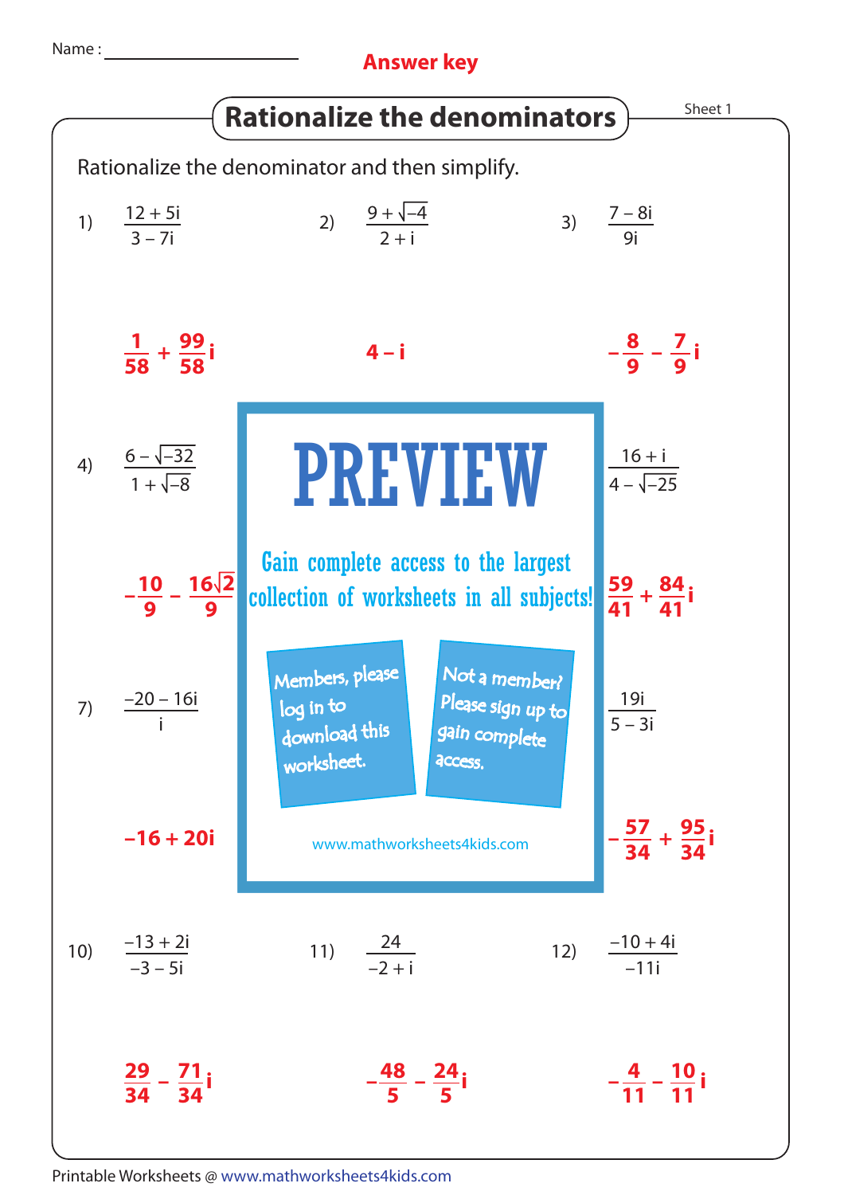Name : ____________________

**Answer key**

# Rationalize the denominators

Sheet 1

Rationalize the denominator and then simplify.

1) $\frac{12 + 5i}{3 - 7i}$

$\frac{1}{58} + \frac{99}{58}i$

2) $\frac{9 + \sqrt{-4}}{2 + i}$

$4 - i$

3) $\frac{7 - 8i}{9i}$

$-\frac{8}{9} - \frac{7}{9}i$

4) $\frac{6 - \sqrt{-32}}{1 + \sqrt{-8}}$

$-\frac{10}{9} - \frac{16\sqrt{2}}{9}$

$\frac{16 + i}{4 - \sqrt{-25}}$

$\frac{59}{41} + \frac{84}{41}i$

PREVIEW

Gain complete access to the largest collection of worksheets in all subjects!

Members, please log in to download this worksheet.

Not a member? Please sign up to gain complete access.

www.mathworksheets4kids.com

7) $\frac{-20 - 16i}{i}$

$-16 + 20i$

$\frac{19i}{5 - 3i}$

$-\frac{57}{34} + \frac{95}{34}i$

10) $\frac{-13 + 2i}{-3 - 5i}$

$\frac{29}{34} - \frac{71}{34}i$

11) $\frac{24}{-2 + i}$

$-\frac{48}{5} - \frac{24}{5}i$

12) $\frac{-10 + 4i}{-11i}$

$-\frac{4}{11} - \frac{10}{11}i$

Printable Worksheets @ www.mathworksheets4kids.com